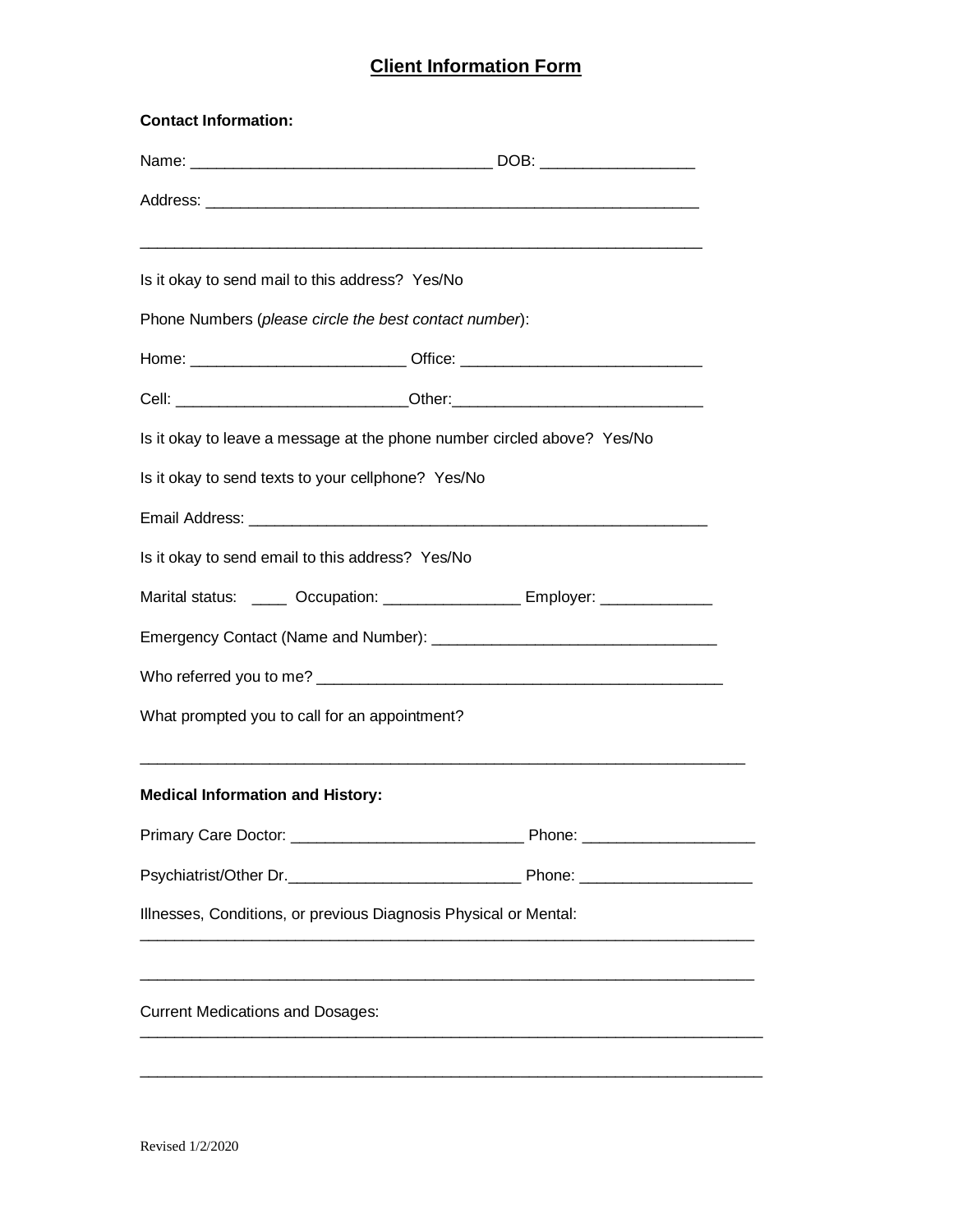# Client Information Form

**Contact Information:**

Name: ___________________________________ DOB: _________________

Address: ____________________________________________________________

______________________________________________________________________

Is it okay to send mail to this address? Yes/No

Phone Numbers (*please circle the best contact number*):

Home: ________________________ Office: ___________________________

Cell: __________________________Other:_____________________________

Is it okay to leave a message at the phone number circled above? Yes/No

Is it okay to send texts to your cellphone? Yes/No

Email Address: ______________________________________________________

Is it okay to send email to this address? Yes/No

Marital status: ____ Occupation: _______________ Employer: _____________

Emergency Contact (Name and Number): ________________________________

Who referred you to me? ________________________________________________

What prompted you to call for an appointment?

__________________________________________________________________________

**Medical Information and History:**

Primary Care Doctor: ___________________________ Phone: ___________________

Psychiatrist/Other Dr.___________________________ Phone: ___________________

Illnesses, Conditions, or previous Diagnosis Physical or Mental:

__________________________________________________________________________

__________________________________________________________________________

Current Medications and Dosages:

__________________________________________________________________________

__________________________________________________________________________

Revised 1/2/2020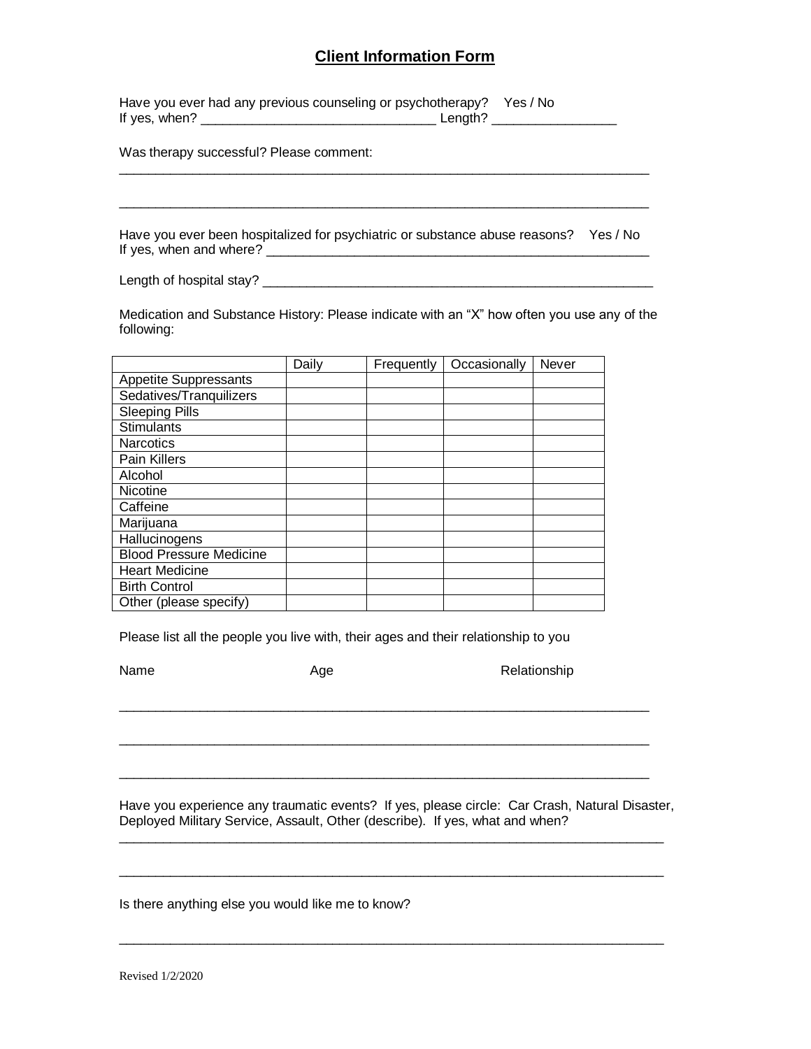# Client Information Form

Have you ever had any previous counseling or psychotherapy? Yes / No
If yes, when? ________________________________ Length? _________________

Was therapy successful? Please comment:

________________________________________________________________________

________________________________________________________________________

Have you ever been hospitalized for psychiatric or substance abuse reasons? Yes / No
If yes, when and where? ___________________________________________________

Length of hospital stay? ____________________________________________________

Medication and Substance History: Please indicate with an "X" how often you use any of the following:

| | Daily | Frequently | Occasionally | Never |
|---|---|---|---|---|
| Appetite Suppressants | | | | |
| Sedatives/Tranquilizers | | | | |
| Sleeping Pills | | | | |
| Stimulants | | | | |
| Narcotics | | | | |
| Pain Killers | | | | |
| Alcohol | | | | |
| Nicotine | | | | |
| Caffeine | | | | |
| Marijuana | | | | |
| Hallucinogens | | | | |
| Blood Pressure Medicine | | | | |
| Heart Medicine | | | | |
| Birth Control | | | | |
| Other (please specify) | | | | |

Please list all the people you live with, their ages and their relationship to you

Name Age Relationship

________________________________________________________________________

________________________________________________________________________

________________________________________________________________________

Have you experience any traumatic events? If yes, please circle: Car Crash, Natural Disaster, Deployed Military Service, Assault, Other (describe). If yes, what and when?

__________________________________________________________________________

__________________________________________________________________________

Is there anything else you would like me to know?

__________________________________________________________________________

Revised 1/2/2020